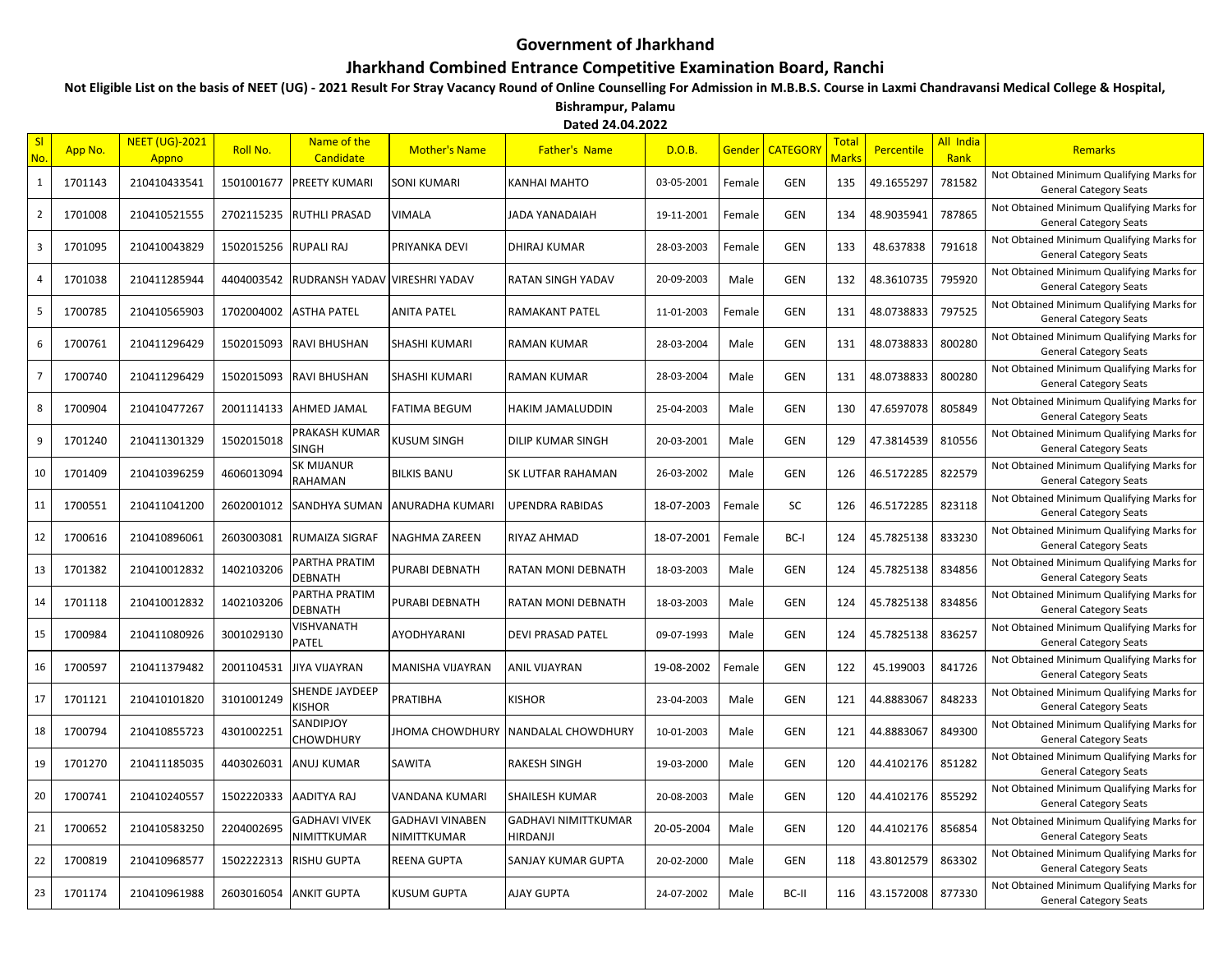# Government of Jharkhand

## Jharkhand Combined Entrance Competitive Examination Board, Ranchi

**Not Eligible List on the basis of NEET (UG) - 2021 Result For Stray Vacancy Round of Online Counselling For Admission in M.B.B.S. Course in Laxmi Chandravansi Medical College & Hospital, Bishrampur, Palamu**

**Dated 24.04.2022**

| Sl No. | App No. | NEET (UG)-2021 Appno | Roll No. | Name of the Candidate | Mother's Name | Father's Name | D.O.B. | Gender | CATEGORY | Total Marks | Percentile | All India Rank | Remarks |
|---|---|---|---|---|---|---|---|---|---|---|---|---|---|
| 1 | 1701143 | 210410433541 | 1501001677 | PREETY KUMARI | SONI KUMARI | KANHAI MAHTO | 03-05-2001 | Female | GEN | 135 | 49.1655297 | 781582 | Not Obtained Minimum Qualifying Marks for General Category Seats |
| 2 | 1701008 | 210410521555 | 2702115235 | RUTHLI PRASAD | VIMALA | JADA YANADAIAH | 19-11-2001 | Female | GEN | 134 | 48.9035941 | 787865 | Not Obtained Minimum Qualifying Marks for General Category Seats |
| 3 | 1701095 | 210410043829 | 1502015256 | RUPALI RAJ | PRIYANKA DEVI | DHIRAJ KUMAR | 28-03-2003 | Female | GEN | 133 | 48.637838 | 791618 | Not Obtained Minimum Qualifying Marks for General Category Seats |
| 4 | 1701038 | 210411285944 | 4404003542 | RUDRANSH YADAV | VIRESHRI YADAV | RATAN SINGH YADAV | 20-09-2003 | Male | GEN | 132 | 48.3610735 | 795920 | Not Obtained Minimum Qualifying Marks for General Category Seats |
| 5 | 1700785 | 210410565903 | 1702004002 | ASTHA PATEL | ANITA PATEL | RAMAKANT PATEL | 11-01-2003 | Female | GEN | 131 | 48.0738833 | 797525 | Not Obtained Minimum Qualifying Marks for General Category Seats |
| 6 | 1700761 | 210411296429 | 1502015093 | RAVI BHUSHAN | SHASHI KUMARI | RAMAN KUMAR | 28-03-2004 | Male | GEN | 131 | 48.0738833 | 800280 | Not Obtained Minimum Qualifying Marks for General Category Seats |
| 7 | 1700740 | 210411296429 | 1502015093 | RAVI BHUSHAN | SHASHI KUMARI | RAMAN KUMAR | 28-03-2004 | Male | GEN | 131 | 48.0738833 | 800280 | Not Obtained Minimum Qualifying Marks for General Category Seats |
| 8 | 1700904 | 210410477267 | 2001114133 | AHMED JAMAL | FATIMA BEGUM | HAKIM JAMALUDDIN | 25-04-2003 | Male | GEN | 130 | 47.6597078 | 805849 | Not Obtained Minimum Qualifying Marks for General Category Seats |
| 9 | 1701240 | 210411301329 | 1502015018 | PRAKASH KUMAR SINGH | KUSUM SINGH | DILIP KUMAR SINGH | 20-03-2001 | Male | GEN | 129 | 47.3814539 | 810556 | Not Obtained Minimum Qualifying Marks for General Category Seats |
| 10 | 1701409 | 210410396259 | 4606013094 | SK MIJANUR RAHAMAN | BILKIS BANU | SK LUTFAR RAHAMAN | 26-03-2002 | Male | GEN | 126 | 46.5172285 | 822579 | Not Obtained Minimum Qualifying Marks for General Category Seats |
| 11 | 1700551 | 210411041200 | 2602001012 | SANDHYA SUMAN | ANURADHA KUMARI | UPENDRA RABIDAS | 18-07-2003 | Female | SC | 126 | 46.5172285 | 823118 | Not Obtained Minimum Qualifying Marks for General Category Seats |
| 12 | 1700616 | 210410896061 | 2603003081 | RUMAIZA SIGRAF | NAGHMA ZAREEN | RIYAZ AHMAD | 18-07-2001 | Female | BC-I | 124 | 45.7825138 | 833230 | Not Obtained Minimum Qualifying Marks for General Category Seats |
| 13 | 1701382 | 210410012832 | 1402103206 | PARTHA PRATIM DEBNATH | PURABI DEBNATH | RATAN MONI DEBNATH | 18-03-2003 | Male | GEN | 124 | 45.7825138 | 834856 | Not Obtained Minimum Qualifying Marks for General Category Seats |
| 14 | 1701118 | 210410012832 | 1402103206 | PARTHA PRATIM DEBNATH | PURABI DEBNATH | RATAN MONI DEBNATH | 18-03-2003 | Male | GEN | 124 | 45.7825138 | 834856 | Not Obtained Minimum Qualifying Marks for General Category Seats |
| 15 | 1700984 | 210411080926 | 3001029130 | VISHVANATH PATEL | AYODHYARANI | DEVI PRASAD PATEL | 09-07-1993 | Male | GEN | 124 | 45.7825138 | 836257 | Not Obtained Minimum Qualifying Marks for General Category Seats |
| 16 | 1700597 | 210411379482 | 2001104531 | JIYA VIJAYRAN | MANISHA VIJAYRAN | ANIL VIJAYRAN | 19-08-2002 | Female | GEN | 122 | 45.199003 | 841726 | Not Obtained Minimum Qualifying Marks for General Category Seats |
| 17 | 1701121 | 210410101820 | 3101001249 | SHENDE JAYDEEP KISHOR | PRATIBHA | KISHOR | 23-04-2003 | Male | GEN | 121 | 44.8883067 | 848233 | Not Obtained Minimum Qualifying Marks for General Category Seats |
| 18 | 1700794 | 210410855723 | 4301002251 | SANDIPJOY CHOWDHURY | JHOMA CHOWDHURY | NANDALAL CHOWDHURY | 10-01-2003 | Male | GEN | 121 | 44.8883067 | 849300 | Not Obtained Minimum Qualifying Marks for General Category Seats |
| 19 | 1701270 | 210411185035 | 4403026031 | ANUJ KUMAR | SAWITA | RAKESH SINGH | 19-03-2000 | Male | GEN | 120 | 44.4102176 | 851282 | Not Obtained Minimum Qualifying Marks for General Category Seats |
| 20 | 1700741 | 210410240557 | 1502220333 | AADITYA RAJ | VANDANA KUMARI | SHAILESH KUMAR | 20-08-2003 | Male | GEN | 120 | 44.4102176 | 855292 | Not Obtained Minimum Qualifying Marks for General Category Seats |
| 21 | 1700652 | 210410583250 | 2204002695 | GADHAVI VIVEK NIMITTKUMAR | GADHAVI VINABEN NIMITTKUMAR | GADHAVI NIMITTKUMAR HIRDANJI | 20-05-2004 | Male | GEN | 120 | 44.4102176 | 856854 | Not Obtained Minimum Qualifying Marks for General Category Seats |
| 22 | 1700819 | 210410968577 | 1502222313 | RISHU GUPTA | REENA GUPTA | SANJAY KUMAR GUPTA | 20-02-2000 | Male | GEN | 118 | 43.8012579 | 863302 | Not Obtained Minimum Qualifying Marks for General Category Seats |
| 23 | 1701174 | 210410961988 | 2603016054 | ANKIT GUPTA | KUSUM GUPTA | AJAY GUPTA | 24-07-2002 | Male | BC-II | 116 | 43.1572008 | 877330 | Not Obtained Minimum Qualifying Marks for General Category Seats |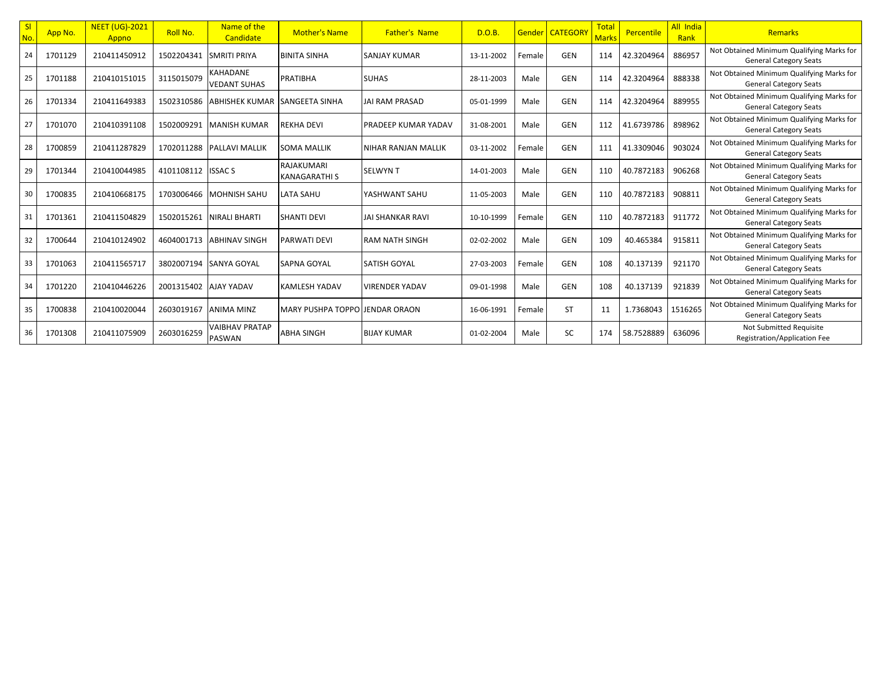| Sl No. | App No. | NEET (UG)-2021 Appno | Roll No. | Name of the Candidate | Mother's Name | Father's Name | D.O.B. | Gender | CATEGORY | Total Marks | Percentile | All India Rank | Remarks |
|---|---|---|---|---|---|---|---|---|---|---|---|---|---|
| 24 | 1701129 | 210411450912 | 1502204341 | SMRITI PRIYA | BINITA SINHA | SANJAY KUMAR | 13-11-2002 | Female | GEN | 114 | 42.3204964 | 886957 | Not Obtained Minimum Qualifying Marks for General Category Seats |
| 25 | 1701188 | 210410151015 | 3115015079 | KAHADANE VEDANT SUHAS | PRATIBHA | SUHAS | 28-11-2003 | Male | GEN | 114 | 42.3204964 | 888338 | Not Obtained Minimum Qualifying Marks for General Category Seats |
| 26 | 1701334 | 210411649383 | 1502310586 | ABHISHEK KUMAR | SANGEETA SINHA | JAI RAM PRASAD | 05-01-1999 | Male | GEN | 114 | 42.3204964 | 889955 | Not Obtained Minimum Qualifying Marks for General Category Seats |
| 27 | 1701070 | 210410391108 | 1502009291 | MANISH KUMAR | REKHA DEVI | PRADEEP KUMAR YADAV | 31-08-2001 | Male | GEN | 112 | 41.6739786 | 898962 | Not Obtained Minimum Qualifying Marks for General Category Seats |
| 28 | 1700859 | 210411287829 | 1702011288 | PALLAVI MALLIK | SOMA MALLIK | NIHAR RANJAN MALLIK | 03-11-2002 | Female | GEN | 111 | 41.3309046 | 903024 | Not Obtained Minimum Qualifying Marks for General Category Seats |
| 29 | 1701344 | 210410044985 | 4101108112 | ISSAC S | RAJAKUMARI KANAGARATHI S | SELWYN T | 14-01-2003 | Male | GEN | 110 | 40.7872183 | 906268 | Not Obtained Minimum Qualifying Marks for General Category Seats |
| 30 | 1700835 | 210410668175 | 1703006466 | MOHNISH SAHU | LATA SAHU | YASHWANT SAHU | 11-05-2003 | Male | GEN | 110 | 40.7872183 | 908811 | Not Obtained Minimum Qualifying Marks for General Category Seats |
| 31 | 1701361 | 210411504829 | 1502015261 | NIRALI BHARTI | SHANTI DEVI | JAI SHANKAR RAVI | 10-10-1999 | Female | GEN | 110 | 40.7872183 | 911772 | Not Obtained Minimum Qualifying Marks for General Category Seats |
| 32 | 1700644 | 210410124902 | 4604001713 | ABHINAV SINGH | PARWATI DEVI | RAM NATH SINGH | 02-02-2002 | Male | GEN | 109 | 40.465384 | 915811 | Not Obtained Minimum Qualifying Marks for General Category Seats |
| 33 | 1701063 | 210411565717 | 3802007194 | SANYA GOYAL | SAPNA GOYAL | SATISH GOYAL | 27-03-2003 | Female | GEN | 108 | 40.137139 | 921170 | Not Obtained Minimum Qualifying Marks for General Category Seats |
| 34 | 1701220 | 210410446226 | 2001315402 | AJAY YADAV | KAMLESH YADAV | VIRENDER YADAV | 09-01-1998 | Male | GEN | 108 | 40.137139 | 921839 | Not Obtained Minimum Qualifying Marks for General Category Seats |
| 35 | 1700838 | 210410020044 | 2603019167 | ANIMA MINZ | MARY PUSHPA TOPPO | JENDAR ORAON | 16-06-1991 | Female | ST | 11 | 1.7368043 | 1516265 | Not Obtained Minimum Qualifying Marks for General Category Seats |
| 36 | 1701308 | 210411075909 | 2603016259 | VAIBHAV PRATAP PASWAN | ABHA SINGH | BIJAY KUMAR | 01-02-2004 | Male | SC | 174 | 58.7528889 | 636096 | Not Submitted Requisite Registration/Application Fee |